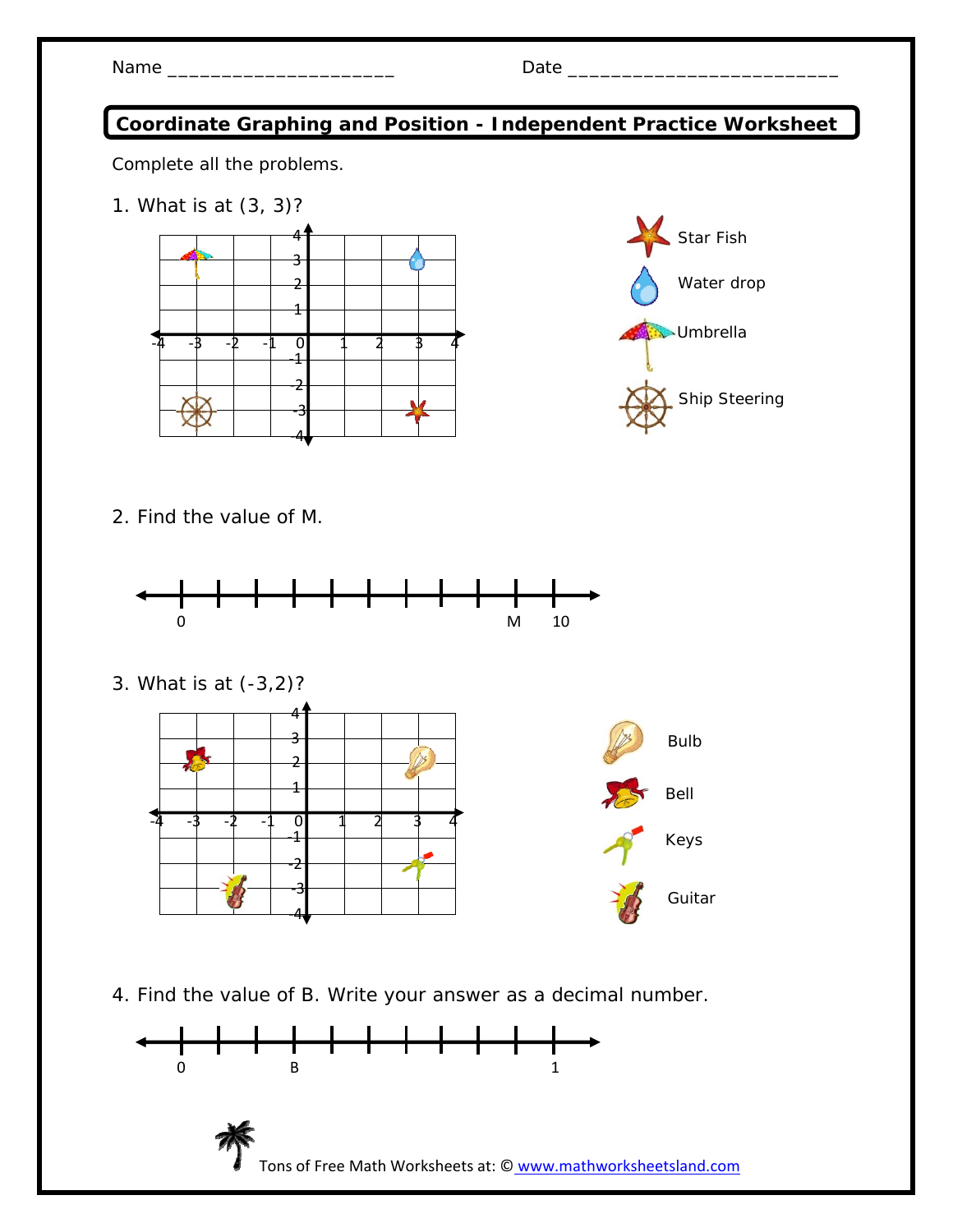Name ______________________ Date __________________________

## Coordinate Graphing and Position - Independent Practice Worksheet

Complete all the problems.

1. What is at (3, 3)?

Star Fish

Water drop

Umbrella

Ship Steering

2. Find the value of M.

0 M 10

3. What is at (-3,2)?

Bulb

Bell

Keys

Guitar

4. Find the value of B. Write your answer as a decimal number.

0 B 1

Tons of Free Math Worksheets at: © www.mathworksheetsland.com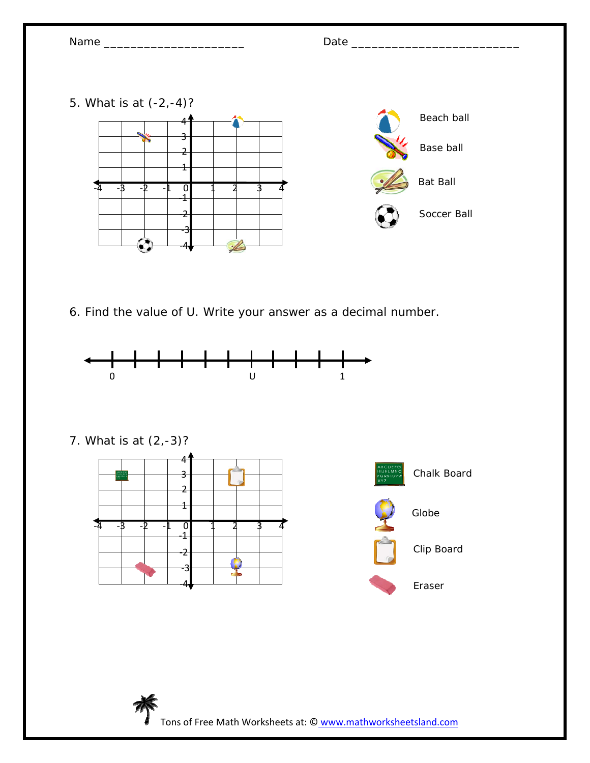Name ______________________ Date __________________________

5. What is at (-2,-4)?

Beach ball

Base ball

Bat Ball

Soccer Ball

6. Find the value of U. Write your answer as a decimal number.

0 U 1

7. What is at (2,-3)?

Chalk Board

Globe

Clip Board

Eraser

Tons of Free Math Worksheets at: © www.mathworksheetsland.com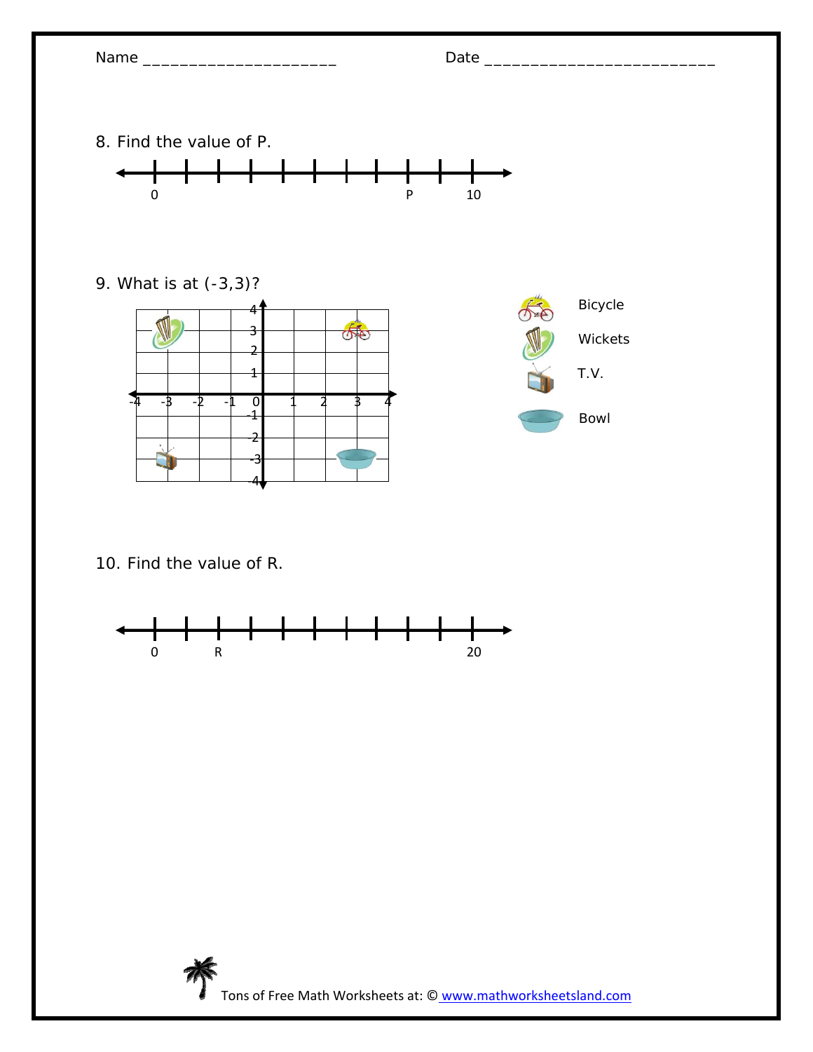Name ____________________ Date ________________________

8. Find the value of P.

0 P 10

9. What is at (-3,3)?

4
3
2
1
-4 -3 -2 -1 0 1 2 3 4
-1
-2
-3
-4

Bicycle

Wickets

T.V.

Bowl

10. Find the value of R.

0 R 20

Tons of Free Math Worksheets at: © www.mathworksheetsland.com